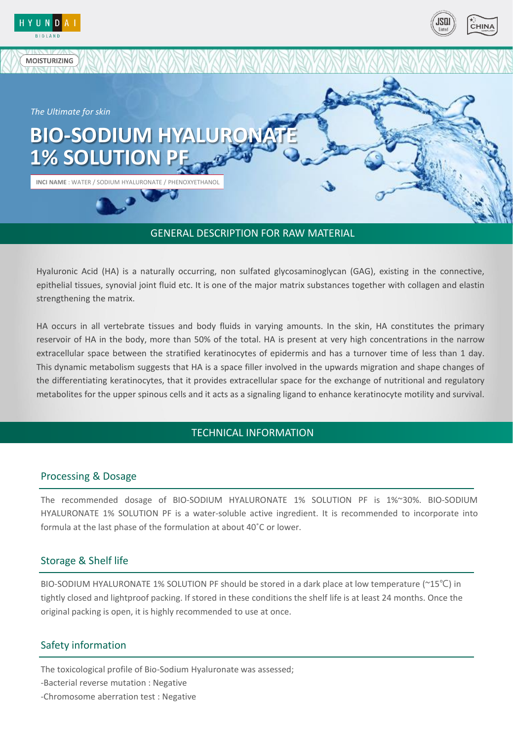MOISTURIZING

*The Ultimate for skin*

# BIO-SODIUM HYALURONATE 1% SOLUTION PF

**INCI NAME** : WATER / SODIUM HYALURONATE / PHENOXYETHANOL

## GENERAL DESCRIPTION FOR RAW MATERIAL

Hyaluronic Acid (HA) is a naturally occurring, non sulfated glycosaminoglycan (GAG), existing in the connective, epithelial tissues, synovial joint fluid etc. It is one of the major matrix substances together with collagen and elastin strengthening the matrix.

HA occurs in all vertebrate tissues and body fluids in varying amounts. In the skin, HA constitutes the primary reservoir of HA in the body, more than 50% of the total. HA is present at very high concentrations in the narrow extracellular space between the stratified keratinocytes of epidermis and has a turnover time of less than 1 day. This dynamic metabolism suggests that HA is a space filler involved in the upwards migration and shape changes of the differentiating keratinocytes, that it provides extracellular space for the exchange of nutritional and regulatory metabolites for the upper spinous cells and it acts as a signaling ligand to enhance keratinocyte motility and survival.

## TECHNICAL INFORMATION

### Processing & Dosage

The recommended dosage of BIO-SODIUM HYALURONATE 1% SOLUTION PF is 1%~30%. BIO-SODIUM HYALURONATE 1% SOLUTION PF is a water-soluble active ingredient. It is recommended to incorporate into formula at the last phase of the formulation at about 40˚C or lower.

### Storage & Shelf life

BIO-SODIUM HYALURONATE 1% SOLUTION PF should be stored in a dark place at low temperature (~15℃) in tightly closed and lightproof packing. If stored in these conditions the shelf life is at least 24 months. Once the original packing is open, it is highly recommended to use at once.

### Safety information

The toxicological profile of Bio-Sodium Hyaluronate was assessed;

-Bacterial reverse mutation : Negative

-Chromosome aberration test : Negative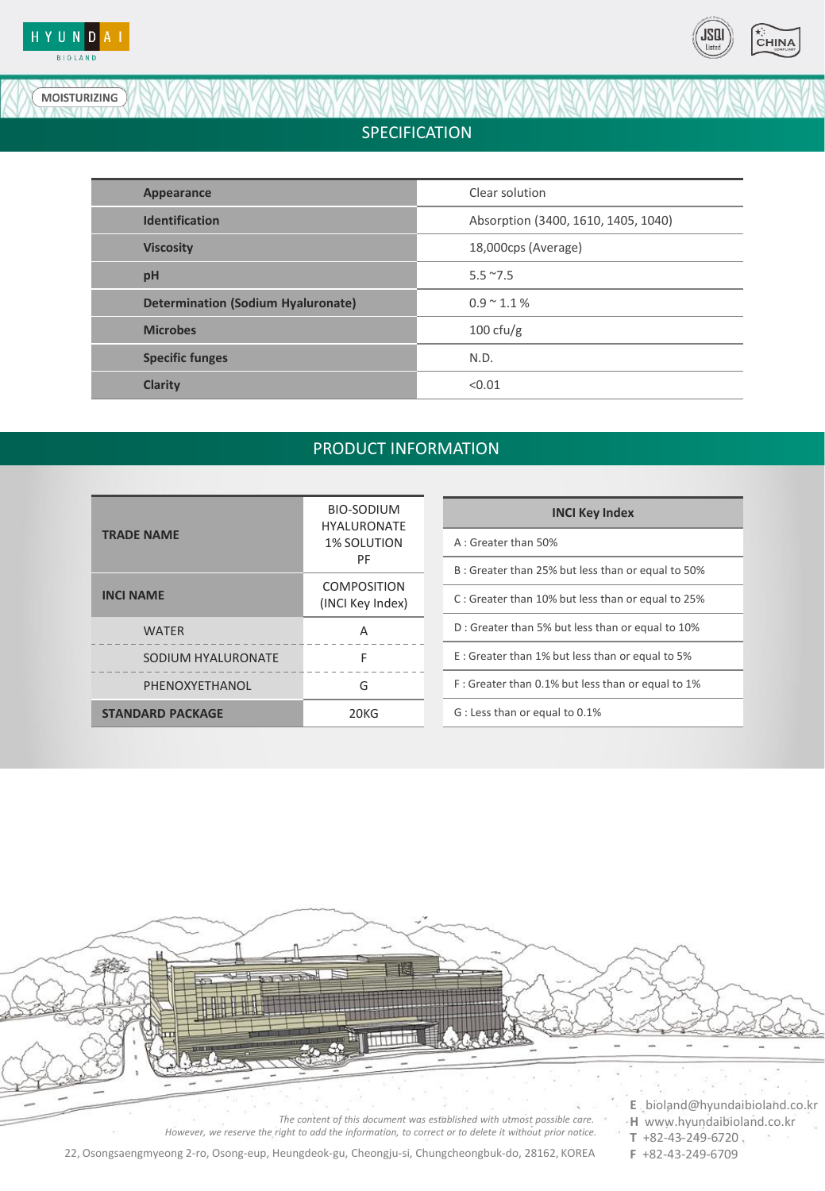MOISTURIZING

## SPECIFICATION

| | |
|---|---|
| **Appearance** | Clear solution |
| **Identification** | Absorption (3400, 1610, 1405, 1040) |
| **Viscosity** | 18,000cps (Average) |
| **pH** | 5.5 ~7.5 |
| **Determination (Sodium Hyaluronate)** | 0.9 ~ 1.1 % |
| **Microbes** | 100 cfu/g |
| **Specific funges** | N.D. |
| **Clarity** | <0.01 |

## PRODUCT INFORMATION

| **TRADE NAME** | BIO-SODIUM HYALURONATE 1% SOLUTION PF |
|---|---|
| **INCI NAME** | COMPOSITION (INCI Key Index) |
| WATER | A |
| SODIUM HYALURONATE | F |
| PHENOXYETHANOL | G |
| **STANDARD PACKAGE** | 20KG |

| **INCI Key Index** |
|---|
| A : Greater than 50% |
| B : Greater than 25% but less than or equal to 50% |
| C : Greater than 10% but less than or equal to 25% |
| D : Greater than 5% but less than or equal to 10% |
| E : Greater than 1% but less than or equal to 5% |
| F : Greater than 0.1% but less than or equal to 1% |
| G : Less than or equal to 0.1% |

*The content of this document was established with utmost possible care.*
*However, we reserve the right to add the information, to correct or to delete it without prior notice.*

22, Osongsaengmyeong 2-ro, Osong-eup, Heungdeok-gu, Cheongju-si, Chungcheongbuk-do, 28162, KOREA

**E** bioland@hyundaibioland.co.kr
**H** www.hyundaibioland.co.kr
**T** +82-43-249-6720
**F** +82-43-249-6709